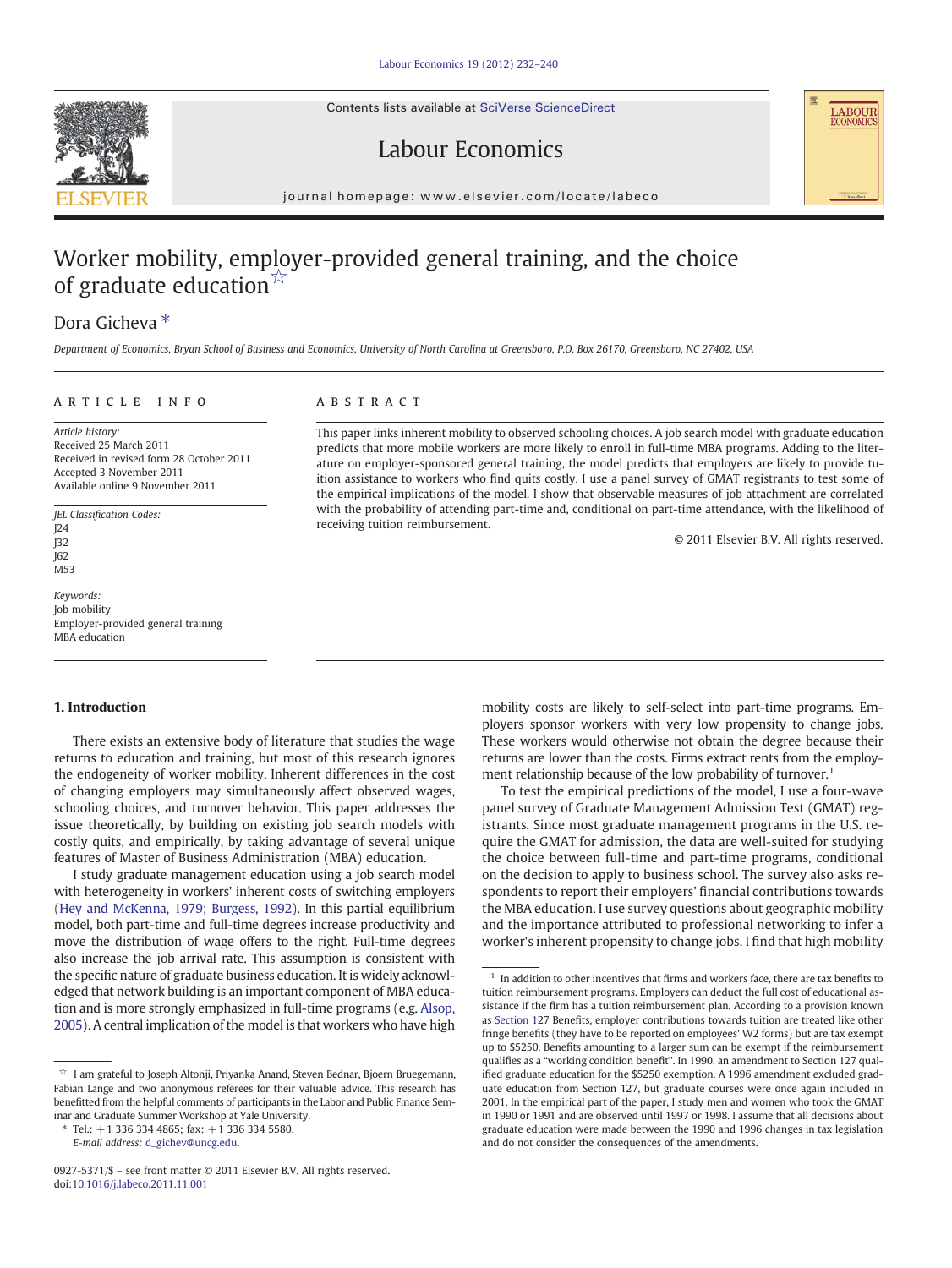# Worker mobility, employer-provided general training, and the choice of graduate education ☆

Dora Gicheva *

*Department of Economics, Bryan School of Business and Economics, University of North Carolina at Greensboro, P.O. Box 26170, Greensboro, NC 27402, USA*

## ARTICLE INFO

*Article history:*
Received 25 March 2011
Received in revised form 28 October 2011
Accepted 3 November 2011
Available online 9 November 2011

*JEL Classification Codes:*
J24
J32
J62
M53

*Keywords:*
Job mobility
Employer-provided general training
MBA education

## ABSTRACT

This paper links inherent mobility to observed schooling choices. A job search model with graduate education predicts that more mobile workers are more likely to enroll in full-time MBA programs. Adding to the literature on employer-sponsored general training, the model predicts that employers are likely to provide tuition assistance to workers who find quits costly. I use a panel survey of GMAT registrants to test some of the empirical implications of the model. I show that observable measures of job attachment are correlated with the probability of attending part-time and, conditional on part-time attendance, with the likelihood of receiving tuition reimbursement.

© 2011 Elsevier B.V. All rights reserved.

## 1. Introduction

There exists an extensive body of literature that studies the wage returns to education and training, but most of this research ignores the endogeneity of worker mobility. Inherent differences in the cost of changing employers may simultaneously affect observed wages, schooling choices, and turnover behavior. This paper addresses the issue theoretically, by building on existing job search models with costly quits, and empirically, by taking advantage of several unique features of Master of Business Administration (MBA) education.

I study graduate management education using a job search model with heterogeneity in workers' inherent costs of switching employers (Hey and McKenna, 1979; Burgess, 1992). In this partial equilibrium model, both part-time and full-time degrees increase productivity and move the distribution of wage offers to the right. Full-time degrees also increase the job arrival rate. This assumption is consistent with the specific nature of graduate business education. It is widely acknowledged that network building is an important component of MBA education and is more strongly emphasized in full-time programs (e.g. Alsop, 2005). A central implication of the model is that workers who have high mobility costs are likely to self-select into part-time programs. Employers sponsor workers with very low propensity to change jobs. These workers would otherwise not obtain the degree because their returns are lower than the costs. Firms extract rents from the employment relationship because of the low probability of turnover.[1]

To test the empirical predictions of the model, I use a four-wave panel survey of Graduate Management Admission Test (GMAT) registrants. Since most graduate management programs in the U.S. require the GMAT for admission, the data are well-suited for studying the choice between full-time and part-time programs, conditional on the decision to apply to business school. The survey also asks respondents to report their employers' financial contributions towards the MBA education. I use survey questions about geographic mobility and the importance attributed to professional networking to infer a worker's inherent propensity to change jobs. I find that high mobility

---

☆ I am grateful to Joseph Altonji, Priyanka Anand, Steven Bednar, Bjoern Bruegemann, Fabian Lange and two anonymous referees for their valuable advice. This research has benefitted from the helpful comments of participants in the Labor and Public Finance Seminar and Graduate Summer Workshop at Yale University.

\* Tel.: +1 336 334 4865; fax: +1 336 334 5580.
*E-mail address:* d_gichev@uncg.edu.

[1] In addition to other incentives that firms and workers face, there are tax benefits to tuition reimbursement programs. Employers can deduct the full cost of educational assistance if the firm has a tuition reimbursement plan. According to a provision known as Section 127 Benefits, employer contributions towards tuition are treated like other fringe benefits (they have to be reported on employees' W2 forms) but are tax exempt up to $5250. Benefits amounting to a larger sum can be exempt if the reimbursement qualifies as a "working condition benefit". In 1990, an amendment to Section 127 qualified graduate education for the $5250 exemption. A 1996 amendment excluded graduate education from Section 127, but graduate courses were once again included in 2001. In the empirical part of the paper, I study men and women who took the GMAT in 1990 or 1991 and are observed until 1997 or 1998. I assume that all decisions about graduate education were made between the 1990 and 1996 changes in tax legislation and do not consider the consequences of the amendments.

0927-5371/$ – see front matter © 2011 Elsevier B.V. All rights reserved.
doi:10.1016/j.labeco.2011.11.001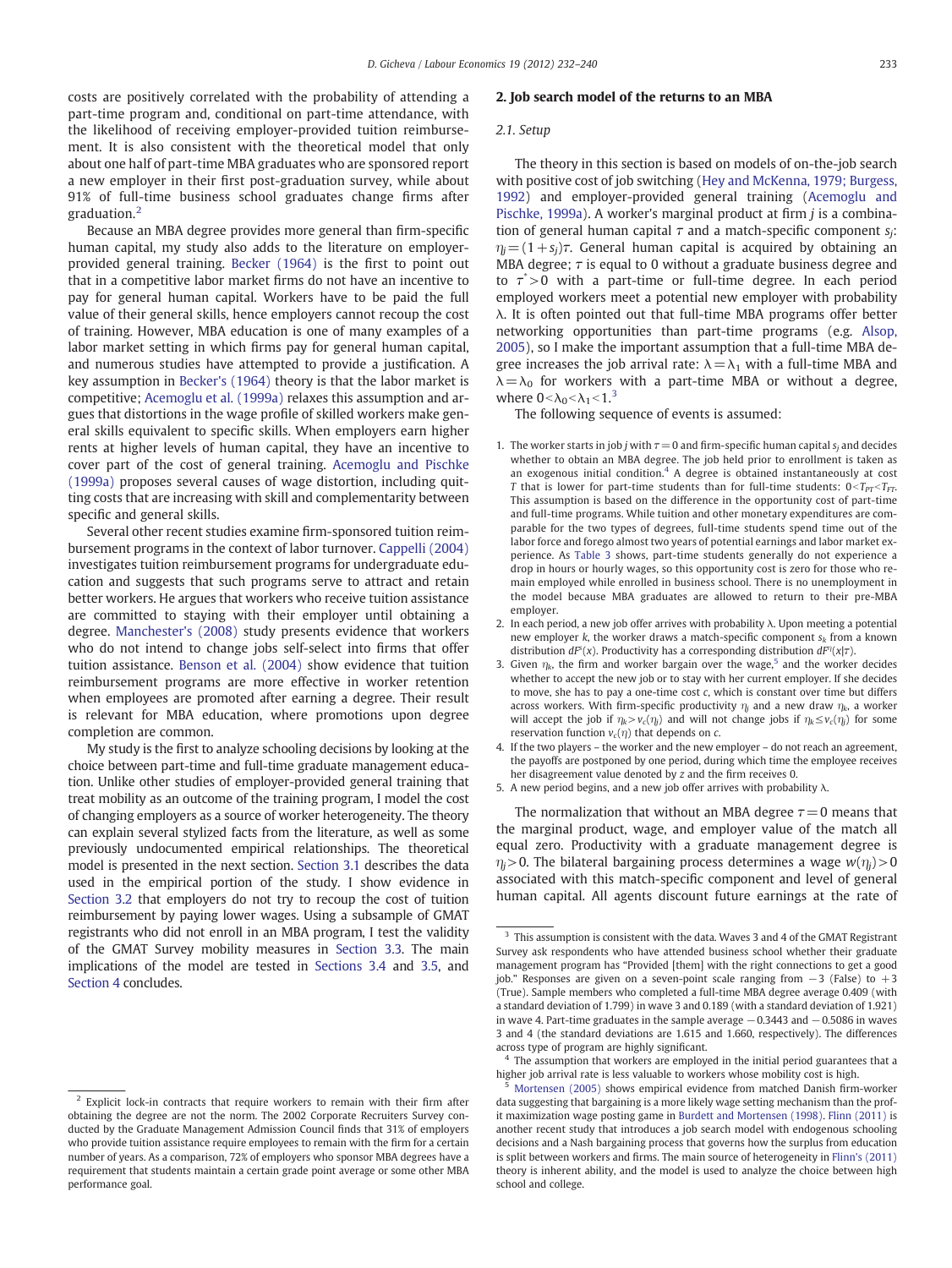costs are positively correlated with the probability of attending a part-time program and, conditional on part-time attendance, with the likelihood of receiving employer-provided tuition reimbursement. It is also consistent with the theoretical model that only about one half of part-time MBA graduates who are sponsored report a new employer in their first post-graduation survey, while about 91% of full-time business school graduates change firms after graduation.[2]

Because an MBA degree provides more general than firm-specific human capital, my study also adds to the literature on employer-provided general training. Becker (1964) is the first to point out that in a competitive labor market firms do not have an incentive to pay for general human capital. Workers have to be paid the full value of their general skills, hence employers cannot recoup the cost of training. However, MBA education is one of many examples of a labor market setting in which firms pay for general human capital, and numerous studies have attempted to provide a justification. A key assumption in Becker's (1964) theory is that the labor market is competitive; Acemoglu et al. (1999a) relaxes this assumption and argues that distortions in the wage profile of skilled workers make general skills equivalent to specific skills. When employers earn higher rents at higher levels of human capital, they have an incentive to cover part of the cost of general training. Acemoglu and Pischke (1999a) proposes several causes of wage distortion, including quitting costs that are increasing with skill and complementarity between specific and general skills.

Several other recent studies examine firm-sponsored tuition reimbursement programs in the context of labor turnover. Cappelli (2004) investigates tuition reimbursement programs for undergraduate education and suggests that such programs serve to attract and retain better workers. He argues that workers who receive tuition assistance are committed to staying with their employer until obtaining a degree. Manchester's (2008) study presents evidence that workers who do not intend to change jobs self-select into firms that offer tuition assistance. Benson et al. (2004) show evidence that tuition reimbursement programs are more effective in worker retention when employees are promoted after earning a degree. Their result is relevant for MBA education, where promotions upon degree completion are common.

My study is the first to analyze schooling decisions by looking at the choice between part-time and full-time graduate management education. Unlike other studies of employer-provided general training that treat mobility as an outcome of the training program, I model the cost of changing employers as a source of worker heterogeneity. The theory can explain several stylized facts from the literature, as well as some previously undocumented empirical relationships. The theoretical model is presented in the next section. Section 3.1 describes the data used in the empirical portion of the study. I show evidence in Section 3.2 that employers do not try to recoup the cost of tuition reimbursement by paying lower wages. Using a subsample of GMAT registrants who did not enroll in an MBA program, I test the validity of the GMAT Survey mobility measures in Section 3.3. The main implications of the model are tested in Sections 3.4 and 3.5, and Section 4 concludes.

[2] Explicit lock-in contracts that require workers to remain with their firm after obtaining the degree are not the norm. The 2002 Corporate Recruiters Survey conducted by the Graduate Management Admission Council finds that 31% of employers who provide tuition assistance require employees to remain with the firm for a certain number of years. As a comparison, 72% of employers who sponsor MBA degrees have a requirement that students maintain a certain grade point average or some other MBA performance goal.

## 2. Job search model of the returns to an MBA

### 2.1. Setup

The theory in this section is based on models of on-the-job search with positive cost of job switching (Hey and McKenna, 1979; Burgess, 1992) and employer-provided general training (Acemoglu and Pischke, 1999a). A worker's marginal product at firm $j$ is a combination of general human capital $\tau$ and a match-specific component $s_j$: $\eta_j = (1 + s_j)\tau$. General human capital is acquired by obtaining an MBA degree; $\tau$ is equal to 0 without a graduate business degree and to $\tau^* > 0$ with a part-time or full-time degree. In each period employed workers meet a potential new employer with probability $\lambda$. It is often pointed out that full-time MBA programs offer better networking opportunities than part-time programs (e.g. Alsop, 2005), so I make the important assumption that a full-time MBA degree increases the job arrival rate: $\lambda = \lambda_1$ with a full-time MBA and $\lambda = \lambda_0$ for workers with a part-time MBA or without a degree, where $0 < \lambda_0 < \lambda_1 < 1$.[3]

The following sequence of events is assumed:

1. The worker starts in job $j$ with $\tau = 0$ and firm-specific human capital $s_j$ and decides whether to obtain an MBA degree. The job held prior to enrollment is taken as an exogenous initial condition.[4] A degree is obtained instantaneously at cost $T$ that is lower for part-time students than for full-time students: $0 < T_{PT} < T_{FT}$. This assumption is based on the difference in the opportunity cost of part-time and full-time programs. While tuition and other monetary expenditures are comparable for the two types of degrees, full-time students spend time out of the labor force and forego almost two years of potential earnings and labor market experience. As Table 3 shows, part-time students generally do not experience a drop in hours or hourly wages, so this opportunity cost is zero for those who remain employed while enrolled in business school. There is no unemployment in the model because MBA graduates are allowed to return to their pre-MBA employer.
2. In each period, a new job offer arrives with probability $\lambda$. Upon meeting a potential new employer $k$, the worker draws a match-specific component $s_k$ from a known distribution $dF^s(x)$. Productivity has a corresponding distribution $dF^\eta(x|\tau)$.
3. Given $\eta_k$, the firm and worker bargain over the wage,[5] and the worker decides whether to accept the new job or to stay with her current employer. If she decides to move, she has to pay a one-time cost $c$, which is constant over time but differs across workers. With firm-specific productivity $\eta_j$ and a new draw $\eta_k$, a worker will accept the job if $\eta_k > v_c(\eta_j)$ and will not change jobs if $\eta_k \leq v_c(\eta_j)$ for some reservation function $v_c(\eta)$ that depends on $c$.
4. If the two players – the worker and the new employer – do not reach an agreement, the payoffs are postponed by one period, during which time the employee receives her disagreement value denoted by $z$ and the firm receives 0.
5. A new period begins, and a new job offer arrives with probability $\lambda$.

The normalization that without an MBA degree $\tau = 0$ means that the marginal product, wage, and employer value of the match all equal zero. Productivity with a graduate management degree is $\eta_j > 0$. The bilateral bargaining process determines a wage $w(\eta_j) > 0$ associated with this match-specific component and level of general human capital. All agents discount future earnings at the rate of

[3] This assumption is consistent with the data. Waves 3 and 4 of the GMAT Registrant Survey ask respondents who have attended business school whether their graduate management program has "Provided [them] with the right connections to get a good job." Responses are given on a seven-point scale ranging from −3 (False) to +3 (True). Sample members who completed a full-time MBA degree average 0.409 (with a standard deviation of 1.799) in wave 3 and 0.189 (with a standard deviation of 1.921) in wave 4. Part-time graduates in the sample average −0.3443 and −0.5086 in waves 3 and 4 (the standard deviations are 1.615 and 1.660, respectively). The differences across type of program are highly significant.

[4] The assumption that workers are employed in the initial period guarantees that a higher job arrival rate is less valuable to workers whose mobility cost is high.

[5] Mortensen (2005) shows empirical evidence from matched Danish firm-worker data suggesting that bargaining is a more likely wage setting mechanism than the profit maximization wage posting game in Burdett and Mortensen (1998). Flinn (2011) is another recent study that introduces a job search model with endogenous schooling decisions and a Nash bargaining process that governs how the surplus from education is split between workers and firms. The main source of heterogeneity in Flinn's (2011) theory is inherent ability, and the model is used to analyze the choice between high school and college.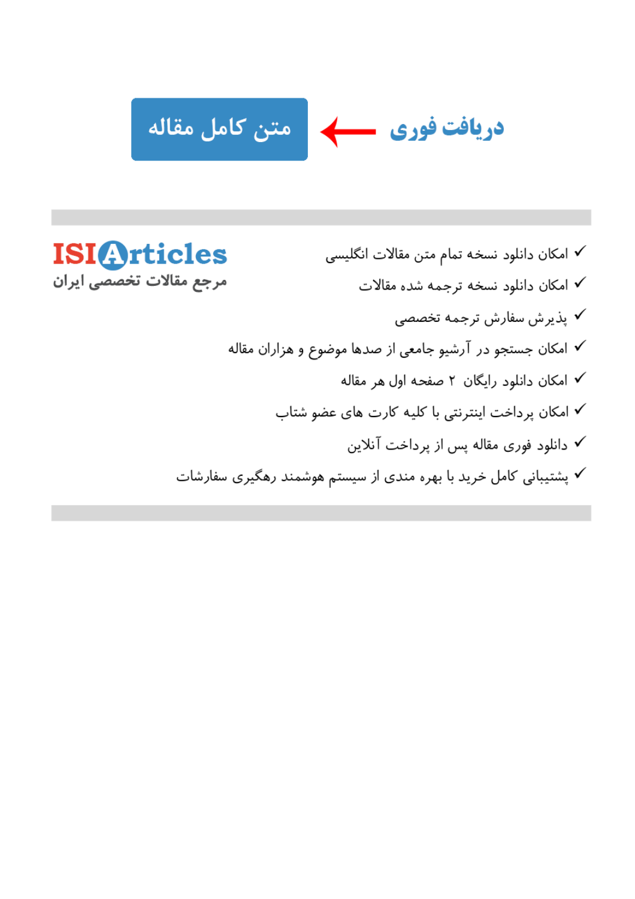دریافت فوری ← متن کامل مقاله

**ISIArticles**
مرجع مقالات تخصصی ایران

- ✓ امکان دانلود نسخه تمام متن مقالات انگلیسی
- ✓ امکان دانلود نسخه ترجمه شده مقالات
- ✓ پذیرش سفارش ترجمه تخصصی
- ✓ امکان جستجو در آرشیو جامعی از صدها موضوع و هزاران مقاله
- ✓ امکان دانلود رایگان ۲ صفحه اول هر مقاله
- ✓ امکان پرداخت اینترنتی با کلیه کارت های عضو شتاب
- ✓ دانلود فوری مقاله پس از پرداخت آنلاین
- ✓ پشتیبانی کامل خرید با بهره مندی از سیستم هوشمند رهگیری سفارشات